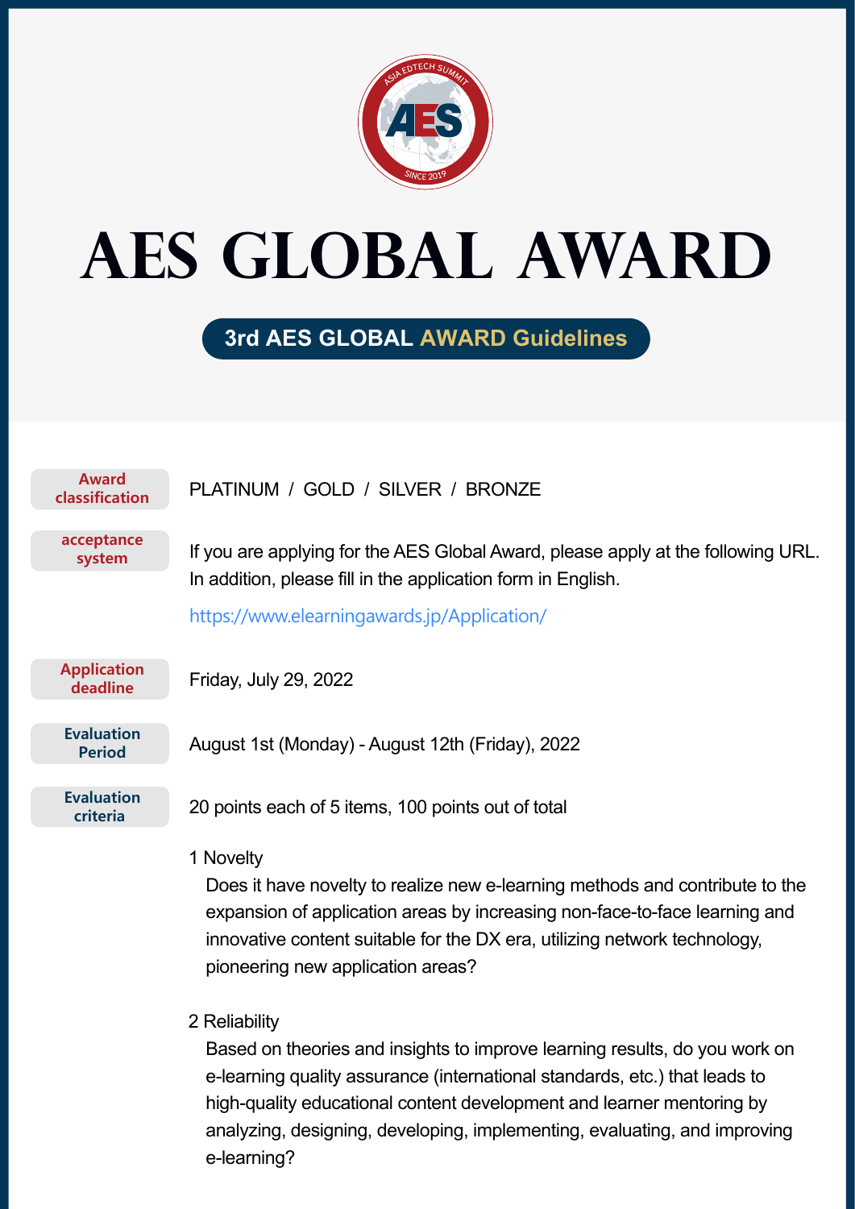# AES GLOBAL AWARD

## 3rd AES GLOBAL AWARD Guidelines

**Award classification**

PLATINUM / GOLD / SILVER / BRONZE

**acceptance system**

If you are applying for the AES Global Award, please apply at the following URL. In addition, please fill in the application form in English.

https://www.elearningawards.jp/Application/

**Application deadline**

Friday, July 29, 2022

**Evaluation Period**

August 1st (Monday) - August 12th (Friday), 2022

**Evaluation criteria**

20 points each of 5 items, 100 points out of total

1 Novelty

Does it have novelty to realize new e-learning methods and contribute to the expansion of application areas by increasing non-face-to-face learning and innovative content suitable for the DX era, utilizing network technology, pioneering new application areas?

2 Reliability

Based on theories and insights to improve learning results, do you work on e-learning quality assurance (international standards, etc.) that leads to high-quality educational content development and learner mentoring by analyzing, designing, developing, implementing, evaluating, and improving e-learning?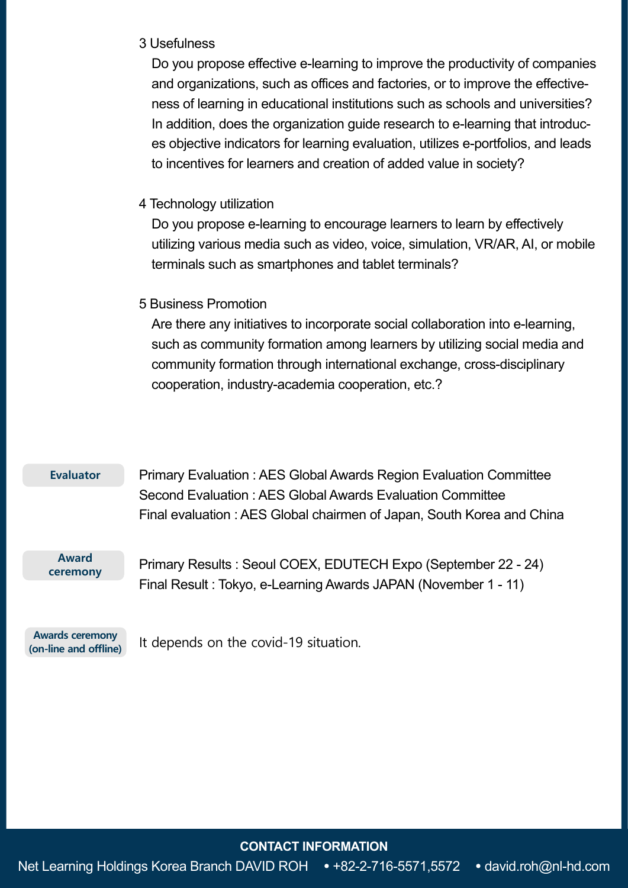3 Usefulness

Do you propose effective e-learning to improve the productivity of companies and organizations, such as offices and factories, or to improve the effectiveness of learning in educational institutions such as schools and universities? In addition, does the organization guide research to e-learning that introduces objective indicators for learning evaluation, utilizes e-portfolios, and leads to incentives for learners and creation of added value in society?

4 Technology utilization

Do you propose e-learning to encourage learners to learn by effectively utilizing various media such as video, voice, simulation, VR/AR, AI, or mobile terminals such as smartphones and tablet terminals?

5 Business Promotion

Are there any initiatives to incorporate social collaboration into e-learning, such as community formation among learners by utilizing social media and community formation through international exchange, cross-disciplinary cooperation, industry-academia cooperation, etc.?

**Evaluator**

Primary Evaluation : AES Global Awards Region Evaluation Committee
Second Evaluation : AES Global Awards Evaluation Committee
Final evaluation : AES Global chairmen of Japan, South Korea and China

**Award ceremony**

Primary Results : Seoul COEX, EDUTECH Expo (September 22 - 24)
Final Result : Tokyo, e-Learning Awards JAPAN (November 1 - 11)

**Awards ceremony (on-line and offline)**

It depends on the covid-19 situation.

**CONTACT INFORMATION**

Net Learning Holdings Korea Branch DAVID ROH • +82-2-716-5571,5572 • david.roh@nl-hd.com